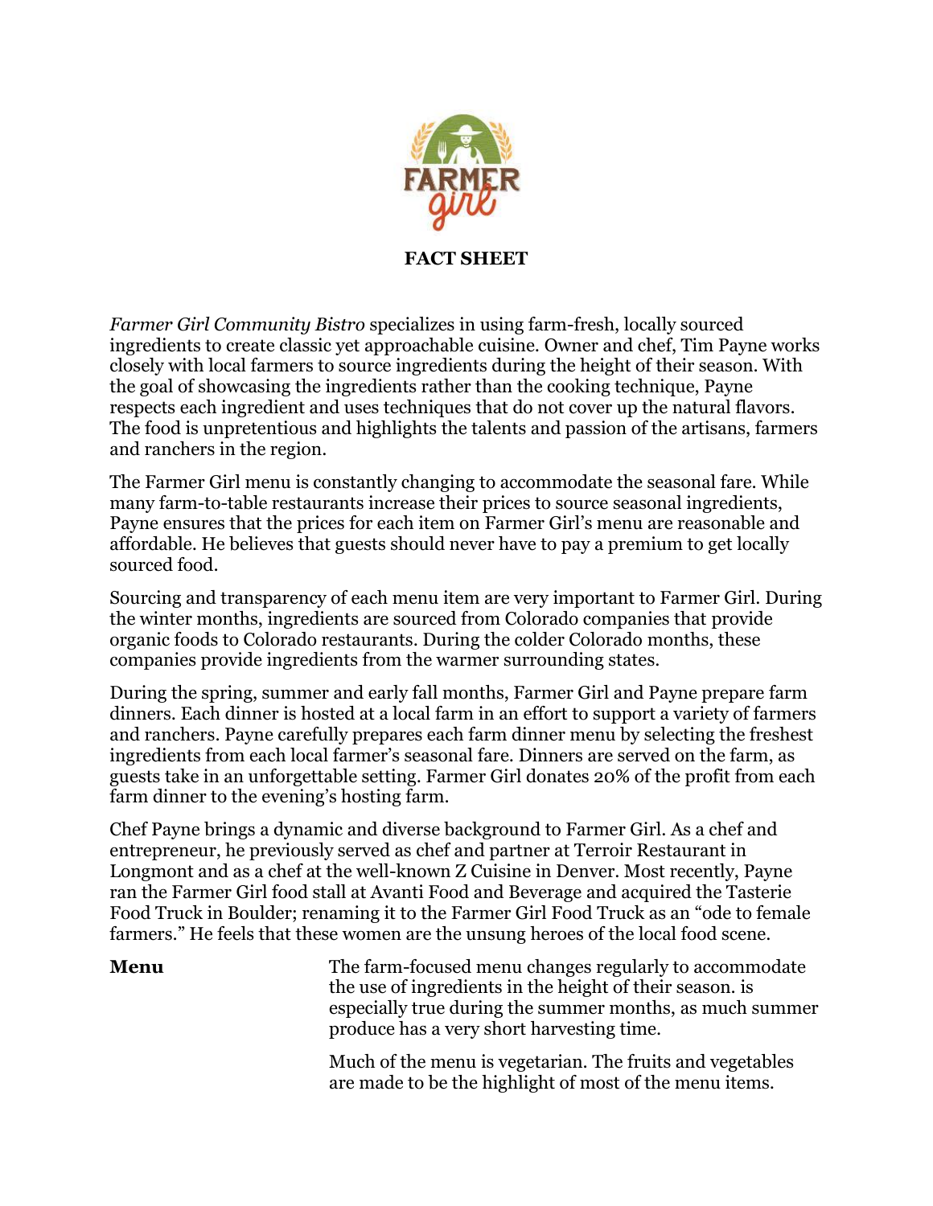**FACT SHEET**

*Farmer Girl Community Bistro* specializes in using farm-fresh, locally sourced ingredients to create classic yet approachable cuisine. Owner and chef, Tim Payne works closely with local farmers to source ingredients during the height of their season. With the goal of showcasing the ingredients rather than the cooking technique, Payne respects each ingredient and uses techniques that do not cover up the natural flavors. The food is unpretentious and highlights the talents and passion of the artisans, farmers and ranchers in the region.

The Farmer Girl menu is constantly changing to accommodate the seasonal fare. While many farm-to-table restaurants increase their prices to source seasonal ingredients, Payne ensures that the prices for each item on Farmer Girl's menu are reasonable and affordable. He believes that guests should never have to pay a premium to get locally sourced food.

Sourcing and transparency of each menu item are very important to Farmer Girl. During the winter months, ingredients are sourced from Colorado companies that provide organic foods to Colorado restaurants. During the colder Colorado months, these companies provide ingredients from the warmer surrounding states.

During the spring, summer and early fall months, Farmer Girl and Payne prepare farm dinners. Each dinner is hosted at a local farm in an effort to support a variety of farmers and ranchers. Payne carefully prepares each farm dinner menu by selecting the freshest ingredients from each local farmer's seasonal fare. Dinners are served on the farm, as guests take in an unforgettable setting. Farmer Girl donates 20% of the profit from each farm dinner to the evening's hosting farm.

Chef Payne brings a dynamic and diverse background to Farmer Girl. As a chef and entrepreneur, he previously served as chef and partner at Terroir Restaurant in Longmont and as a chef at the well-known Z Cuisine in Denver. Most recently, Payne ran the Farmer Girl food stall at Avanti Food and Beverage and acquired the Tasterie Food Truck in Boulder; renaming it to the Farmer Girl Food Truck as an "ode to female farmers." He feels that these women are the unsung heroes of the local food scene.

**Menu**

The farm-focused menu changes regularly to accommodate the use of ingredients in the height of their season. is especially true during the summer months, as much summer produce has a very short harvesting time.

Much of the menu is vegetarian. The fruits and vegetables are made to be the highlight of most of the menu items.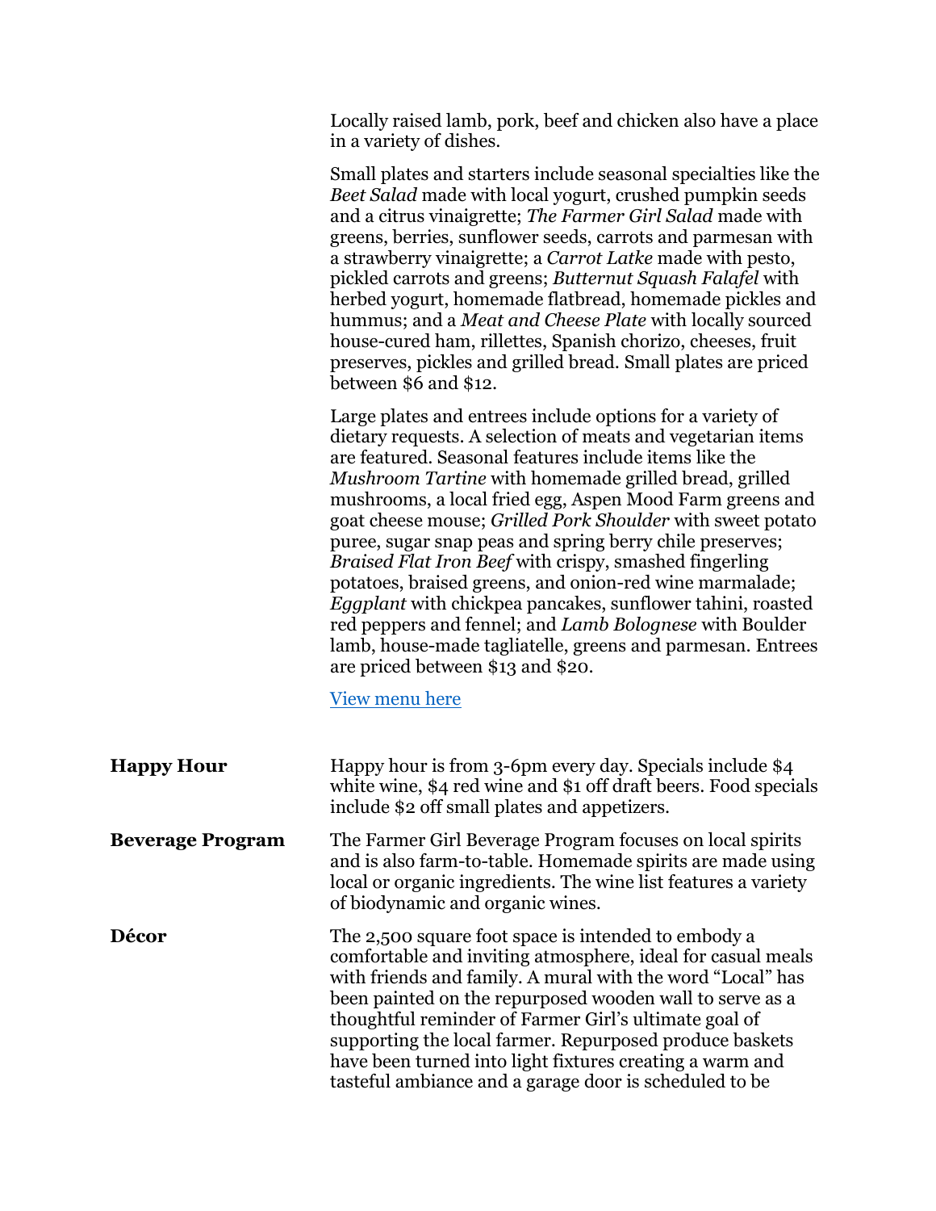Locally raised lamb, pork, beef and chicken also have a place in a variety of dishes.

Small plates and starters include seasonal specialties like the *Beet Salad* made with local yogurt, crushed pumpkin seeds and a citrus vinaigrette; *The Farmer Girl Salad* made with greens, berries, sunflower seeds, carrots and parmesan with a strawberry vinaigrette; a *Carrot Latke* made with pesto, pickled carrots and greens; *Butternut Squash Falafel* with herbed yogurt, homemade flatbread, homemade pickles and hummus; and a *Meat and Cheese Plate* with locally sourced house-cured ham, rillettes, Spanish chorizo, cheeses, fruit preserves, pickles and grilled bread. Small plates are priced between $6 and $12.

Large plates and entrees include options for a variety of dietary requests. A selection of meats and vegetarian items are featured. Seasonal features include items like the *Mushroom Tartine* with homemade grilled bread, grilled mushrooms, a local fried egg, Aspen Mood Farm greens and goat cheese mouse; *Grilled Pork Shoulder* with sweet potato puree, sugar snap peas and spring berry chile preserves; *Braised Flat Iron Beef* with crispy, smashed fingerling potatoes, braised greens, and onion-red wine marmalade; *Eggplant* with chickpea pancakes, sunflower tahini, roasted red peppers and fennel; and *Lamb Bolognese* with Boulder lamb, house-made tagliatelle, greens and parmesan. Entrees are priced between $13 and $20.

[View menu here]

**Happy Hour**

Happy hour is from 3-6pm every day. Specials include $4 white wine, $4 red wine and $1 off draft beers. Food specials include $2 off small plates and appetizers.

**Beverage Program**

The Farmer Girl Beverage Program focuses on local spirits and is also farm-to-table. Homemade spirits are made using local or organic ingredients. The wine list features a variety of biodynamic and organic wines.

**Décor**

The 2,500 square foot space is intended to embody a comfortable and inviting atmosphere, ideal for casual meals with friends and family. A mural with the word "Local" has been painted on the repurposed wooden wall to serve as a thoughtful reminder of Farmer Girl's ultimate goal of supporting the local farmer. Repurposed produce baskets have been turned into light fixtures creating a warm and tasteful ambiance and a garage door is scheduled to be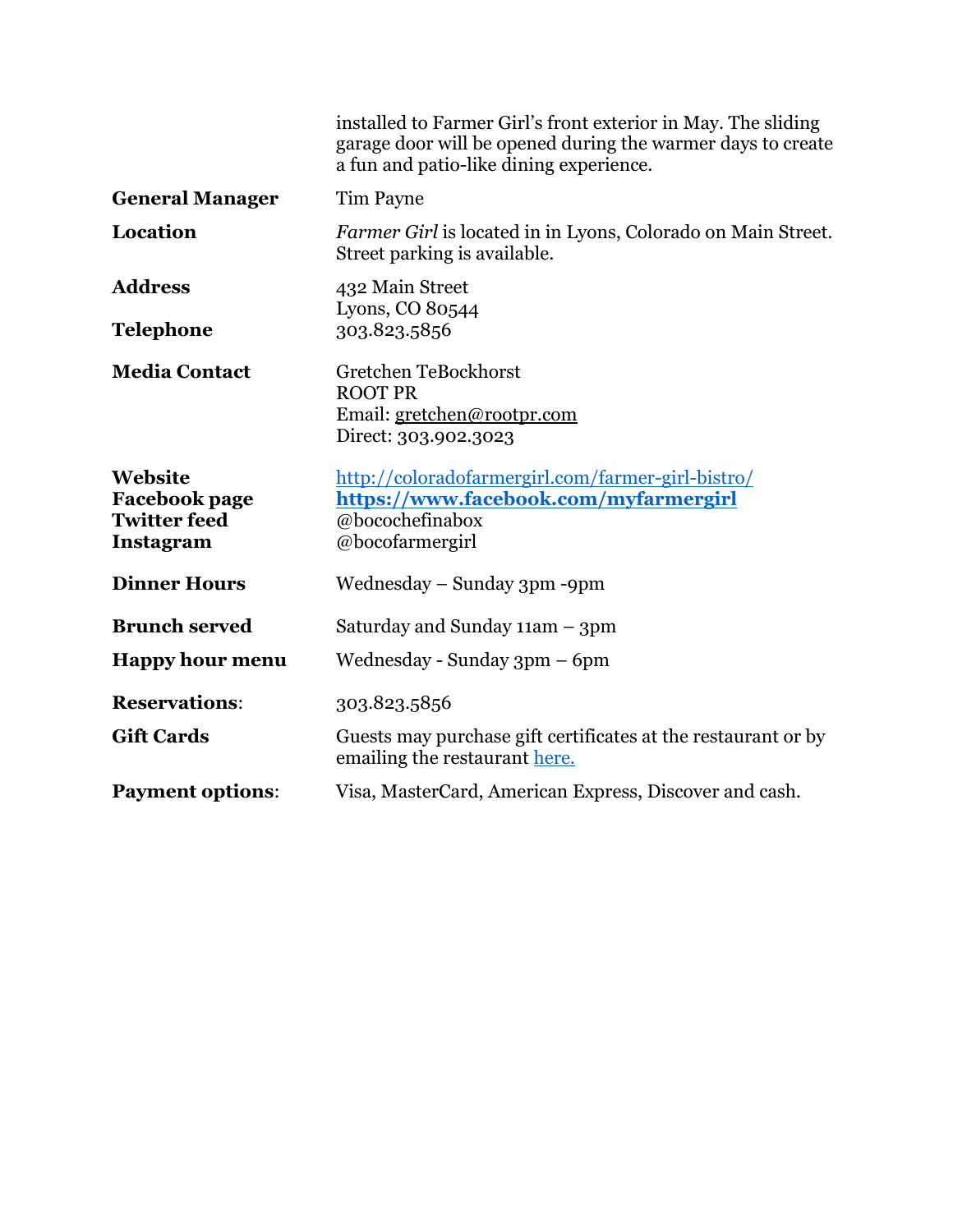| | |
|---|---|
| | installed to Farmer Girl's front exterior in May. The sliding garage door will be opened during the warmer days to create a fun and patio-like dining experience. |
| **General Manager** | Tim Payne |
| **Location** | *Farmer Girl* is located in in Lyons, Colorado on Main Street. Street parking is available. |
| **Address** | 432 Main Street<br>Lyons, CO 80544 |
| **Telephone** | 303.823.5856 |
| **Media Contact** | Gretchen TeBockhorst<br>ROOT PR<br>Email: gretchen@rootpr.com<br>Direct: 303.902.3023 |
| **Website** | http://coloradofarmergirl.com/farmer-girl-bistro/ |
| **Facebook page** | **https://www.facebook.com/myfarmergirl** |
| **Twitter feed** | @bocochefinabox |
| **Instagram** | @bocofarmergirl |
| **Dinner Hours** | Wednesday – Sunday 3pm -9pm |
| **Brunch served** | Saturday and Sunday 11am – 3pm |
| **Happy hour menu** | Wednesday - Sunday 3pm – 6pm |
| **Reservations**: | 303.823.5856 |
| **Gift Cards** | Guests may purchase gift certificates at the restaurant or by emailing the restaurant here. |
| **Payment options**: | Visa, MasterCard, American Express, Discover and cash. |